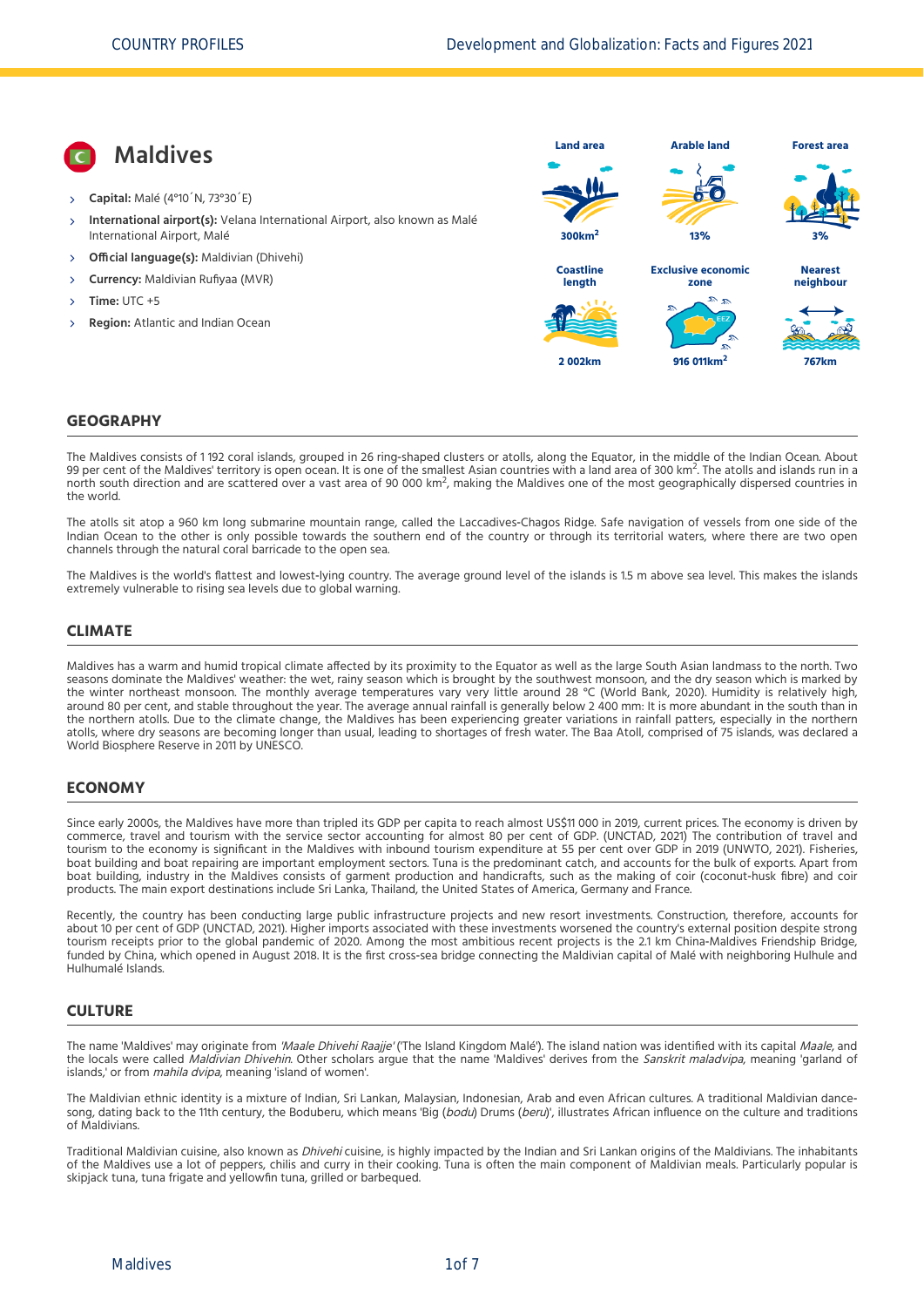# Maldives

- **Capital:** Malé (4°10´N, 73°30´E)
- **International airport(s):** Velana International Airport, also known as Malé International Airport, Malé
- **Official language(s):** Maldivian (Dhivehi)
- **Currency:** Maldivian Rufiyaa (MVR)
- **Time:** UTC +5
- **Region:** Atlantic and Indian Ocean

| Land area | Arable land | Forest area |
|---|---|---|
| 300km$^2$ | 13% | 3% |

| Coastline length | Exclusive economic zone | Nearest neighbour |
|---|---|---|
| 2 002km | 916 011km$^2$ | 767km |

## GEOGRAPHY

The Maldives consists of 1 192 coral islands, grouped in 26 ring-shaped clusters or atolls, along the Equator, in the middle of the Indian Ocean. About 99 per cent of the Maldives' territory is open ocean. It is one of the smallest Asian countries with a land area of 300 km$^2$. The atolls and islands run in a north south direction and are scattered over a vast area of 90 000 km$^2$, making the Maldives one of the most geographically dispersed countries in the world.

The atolls sit atop a 960 km long submarine mountain range, called the Laccadives-Chagos Ridge. Safe navigation of vessels from one side of the Indian Ocean to the other is only possible towards the southern end of the country or through its territorial waters, where there are two open channels through the natural coral barricade to the open sea.

The Maldives is the world's flattest and lowest-lying country. The average ground level of the islands is 1.5 m above sea level. This makes the islands extremely vulnerable to rising sea levels due to global warning.

## CLIMATE

Maldives has a warm and humid tropical climate affected by its proximity to the Equator as well as the large South Asian landmass to the north. Two seasons dominate the Maldives' weather: the wet, rainy season which is brought by the southwest monsoon, and the dry season which is marked by the winter northeast monsoon. The monthly average temperatures vary very little around 28 °C (World Bank, 2020). Humidity is relatively high, around 80 per cent, and stable throughout the year. The average annual rainfall is generally below 2 400 mm: It is more abundant in the south than in the northern atolls. Due to the climate change, the Maldives has been experiencing greater variations in rainfall patters, especially in the northern atolls, where dry seasons are becoming longer than usual, leading to shortages of fresh water. The Baa Atoll, comprised of 75 islands, was declared a World Biosphere Reserve in 2011 by UNESCO.

## ECONOMY

Since early 2000s, the Maldives have more than tripled its GDP per capita to reach almost US$11 000 in 2019, current prices. The economy is driven by commerce, travel and tourism with the service sector accounting for almost 80 per cent of GDP. (UNCTAD, 2021) The contribution of travel and tourism to the economy is significant in the Maldives with inbound tourism expenditure at 55 per cent over GDP in 2019 (UNWTO, 2021). Fisheries, boat building and boat repairing are important employment sectors. Tuna is the predominant catch, and accounts for the bulk of exports. Apart from boat building, industry in the Maldives consists of garment production and handicrafts, such as the making of coir (coconut-husk fibre) and coir products. The main export destinations include Sri Lanka, Thailand, the United States of America, Germany and France.

Recently, the country has been conducting large public infrastructure projects and new resort investments. Construction, therefore, accounts for about 10 per cent of GDP (UNCTAD, 2021). Higher imports associated with these investments worsened the country's external position despite strong tourism receipts prior to the global pandemic of 2020. Among the most ambitious recent projects is the 2.1 km China-Maldives Friendship Bridge, funded by China, which opened in August 2018. It is the first cross-sea bridge connecting the Maldivian capital of Malé with neighboring Hulhule and Hulhumalé Islands.

## CULTURE

The name 'Maldives' may originate from *'Maale Dhivehi Raajje'* ('The Island Kingdom Malé'). The island nation was identified with its capital *Maale*, and the locals were called *Maldivian Dhivehin*. Other scholars argue that the name 'Maldives' derives from the *Sanskrit maladvipa*, meaning 'garland of islands,' or from *mahila dvipa*, meaning 'island of women'.

The Maldivian ethnic identity is a mixture of Indian, Sri Lankan, Malaysian, Indonesian, Arab and even African cultures. A traditional Maldivian dance-song, dating back to the 11th century, the Boduberu, which means 'Big (*bodu*) Drums (*beru*)', illustrates African influence on the culture and traditions of Maldivians.

Traditional Maldivian cuisine, also known as *Dhivehi* cuisine, is highly impacted by the Indian and Sri Lankan origins of the Maldivians. The inhabitants of the Maldives use a lot of peppers, chilis and curry in their cooking. Tuna is often the main component of Maldivian meals. Particularly popular is skipjack tuna, tuna frigate and yellowfin tuna, grilled or barbequed.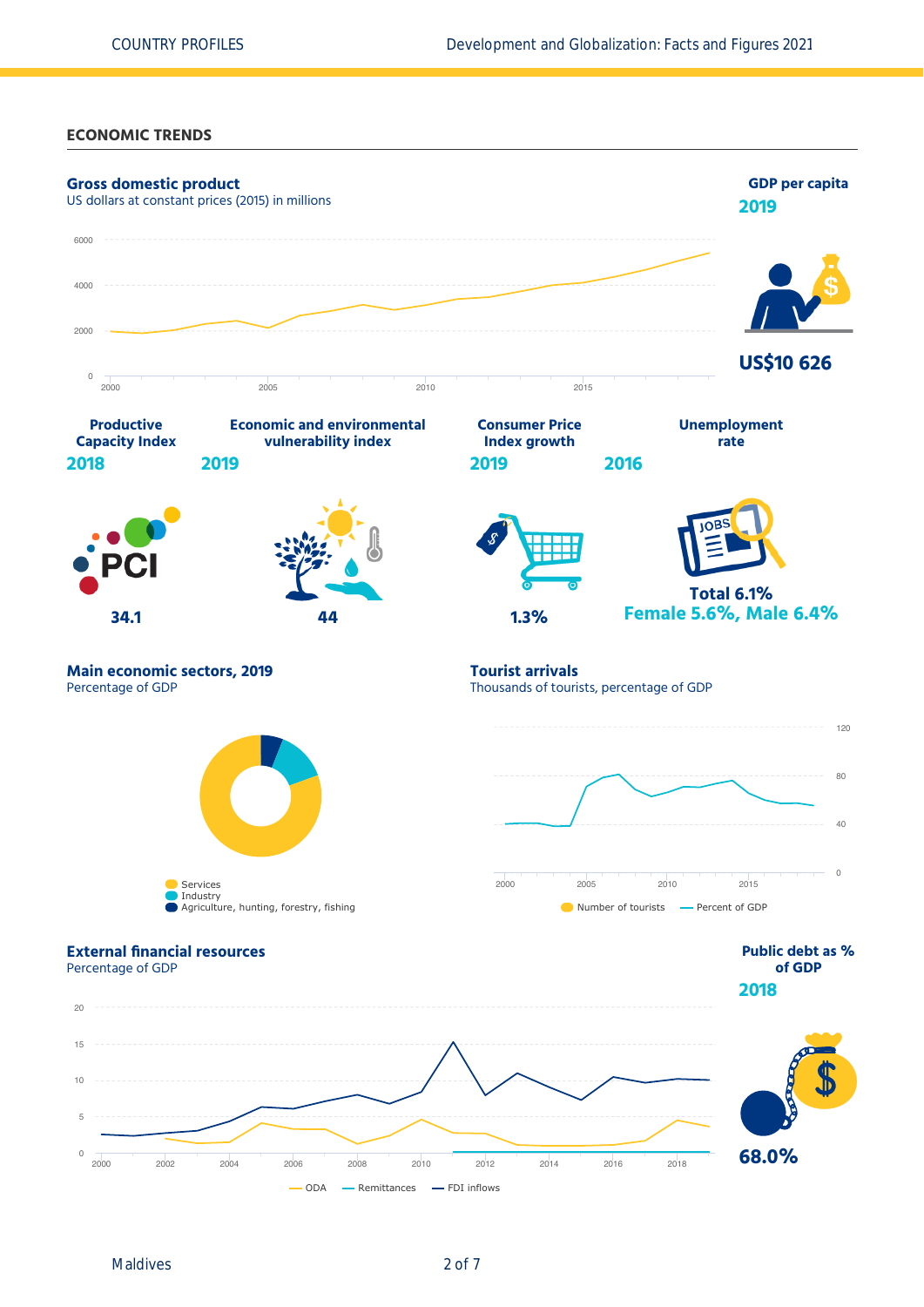## ECONOMIC TRENDS

### Gross domestic product

US dollars at constant prices (2015) in millions

6000
4000
2000
0
2000 2005 2010 2015

### GDP per capita

**2019**

**US$10 626**

| Productive Capacity Index | Economic and environmental vulnerability index | Consumer Price Index growth | Unemployment rate |
|---|---|---|---|
| **2018** | **2019** | **2019** | **2016** |
| **34.1** | **44** | **1.3%** | **Total 6.1%** Female 5.6%, Male 6.4% |

### Main economic sectors, 2019

Percentage of GDP

- Services
- Industry
- Agriculture, hunting, forestry, fishing

### Tourist arrivals

Thousands of tourists, percentage of GDP

120
80
40
0
2000 2005 2010 2015

Number of tourists — Percent of GDP

### External financial resources

Percentage of GDP

20
15
10
5
0
2000 2002 2004 2006 2008 2010 2012 2014 2016 2018

ODA — Remittances — FDI inflows

### Public debt as % of GDP

**2018**

**68.0%**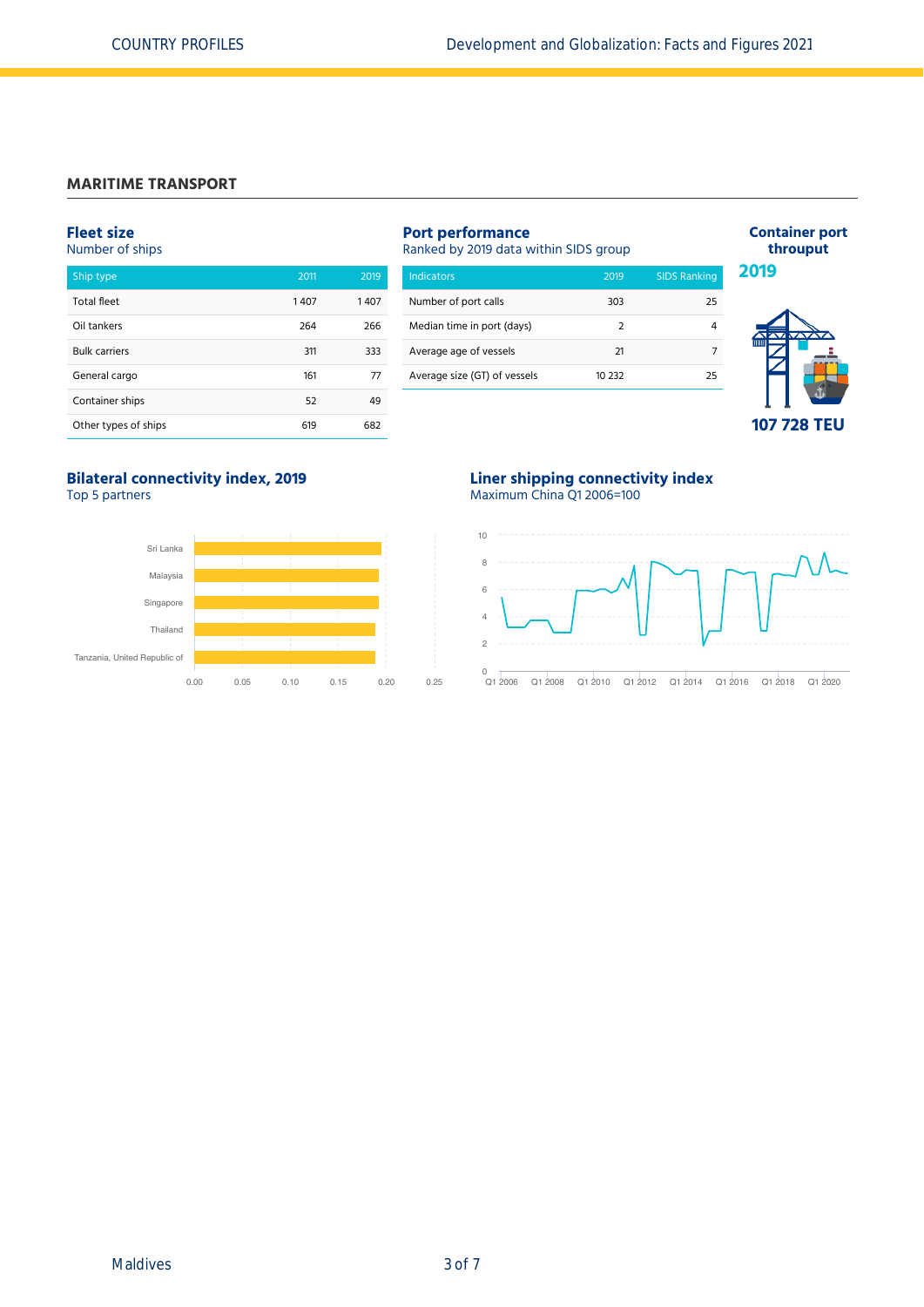## MARITIME TRANSPORT

### Fleet size

Number of ships

| Ship type | 2011 | 2019 |
|---|---|---|
| Total fleet | 1 407 | 1 407 |
| Oil tankers | 264 | 266 |
| Bulk carriers | 311 | 333 |
| General cargo | 161 | 77 |
| Container ships | 52 | 49 |
| Other types of ships | 619 | 682 |

### Port performance

Ranked by 2019 data within SIDS group

| Indicators | 2019 | SIDS Ranking |
|---|---|---|
| Number of port calls | 303 | 25 |
| Median time in port (days) | 2 | 4 |
| Average age of vessels | 21 | 7 |
| Average size (GT) of vessels | 10 232 | 25 |

### Container port throuput

**2019**

**107 728 TEU**

### Bilateral connectivity index, 2019

Top 5 partners

Sri Lanka
Malaysia
Singapore
Thailand
Tanzania, United Republic of

0.00 0.05 0.10 0.15 0.20 0.25

### Liner shipping connectivity index

Maximum China Q1 2006=100

0 2 4 6 8 10

Q1 2006 Q1 2008 Q1 2010 Q1 2012 Q1 2014 Q1 2016 Q1 2018 Q1 2020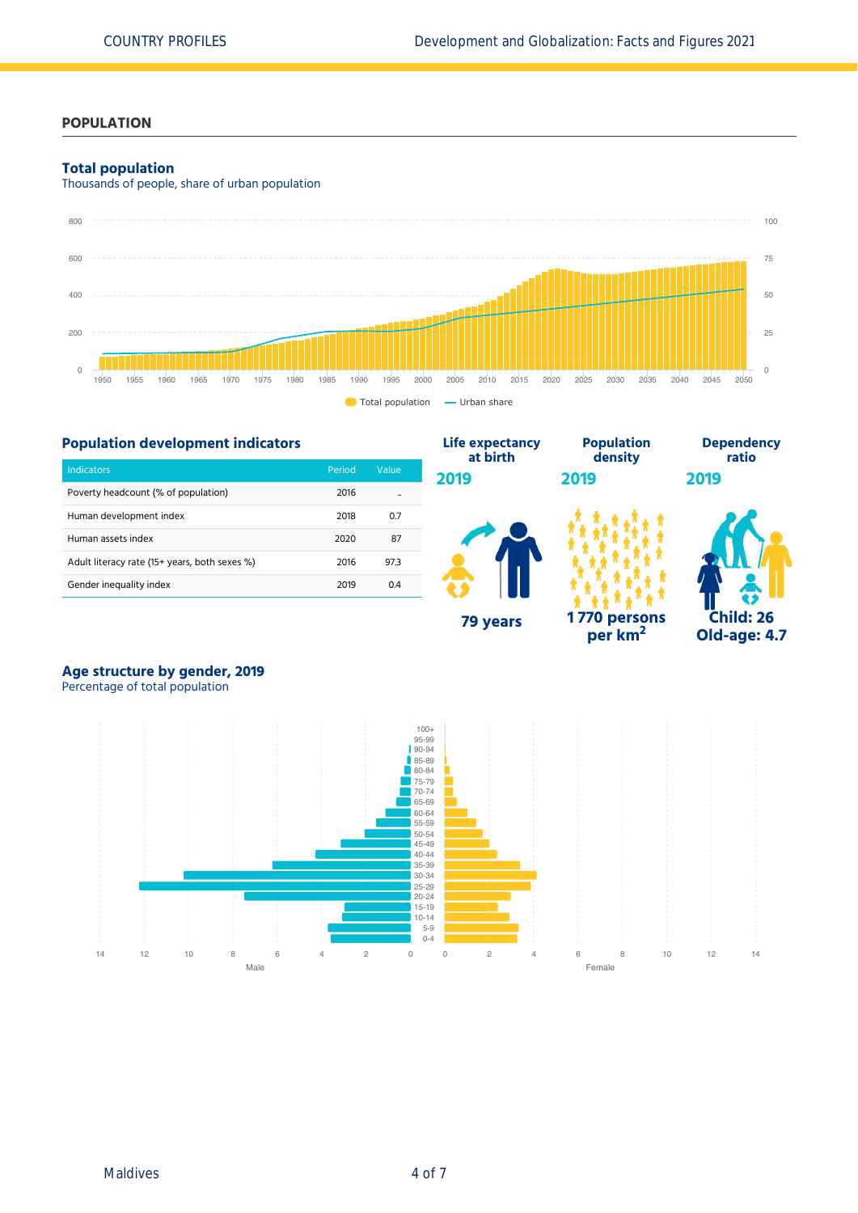## POPLATION

### Total population

Thousands of people, share of urban population

### Population development indicators

| Indicators | Period | Value |
|---|---|---|
| Poverty headcount (% of population) | 2016 | .. |
| Human development index | 2018 | 0.7 |
| Human assets index | 2020 | 87 |
| Adult literacy rate (15+ years, both sexes %) | 2016 | 97.3 |
| Gender inequality index | 2019 | 0.4 |

**Life expectancy at birth**
2019
79 years

**Population density**
2019
1 770 persons per km²

**Dependency ratio**
2019
Child: 26
Old-age: 4.7

### Age structure by gender, 2019

Percentage of total population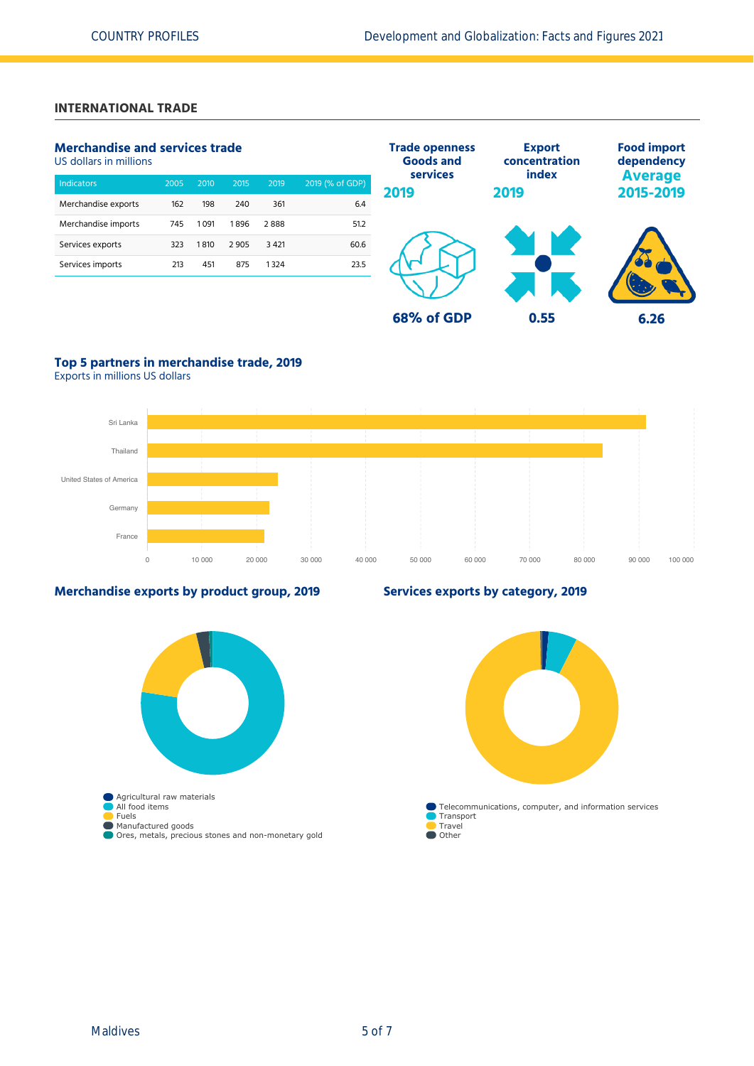## INTERNATIONAL TRADE

### Merchandise and services trade

US dollars in millions

| Indicators | 2005 | 2010 | 2015 | 2019 | 2019 (% of GDP) |
|---|---|---|---|---|---|
| Merchandise exports | 162 | 198 | 240 | 361 | 6.4 |
| Merchandise imports | 745 | 1 091 | 1 896 | 2 888 | 51.2 |
| Services exports | 323 | 1 810 | 2 905 | 3 421 | 60.6 |
| Services imports | 213 | 451 | 875 | 1 324 | 23.5 |

**Trade openness Goods and services 2019**

68% of GDP

**Export concentration index 2019**

0.55

**Food import dependency Average 2015-2019**

6.26

### Top 5 partners in merchandise trade, 2019

Exports in millions US dollars

Sri Lanka
Thailand
United States of America
Germany
France

0, 10 000, 20 000, 30 000, 40 000, 50 000, 60 000, 70 000, 80 000, 90 000, 100 000

### Merchandise exports by product group, 2019

- Agricultural raw materials
- All food items
- Fuels
- Manufactured goods
- Ores, metals, precious stones and non-monetary gold

### Services exports by category, 2019

- Telecommunications, computer, and information services
- Transport
- Travel
- Other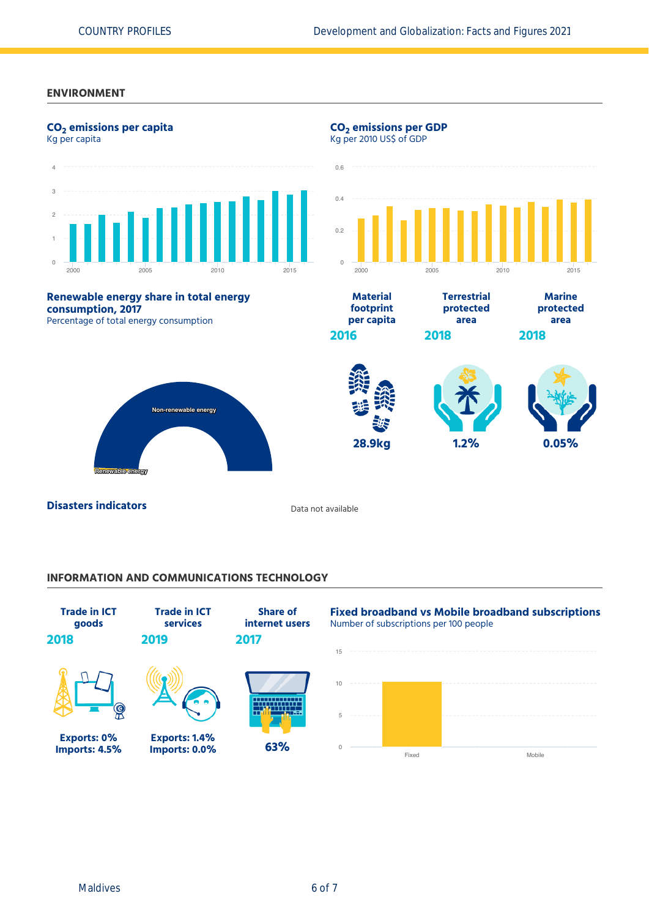## ENVIRONMENT

### $CO_2$ emissions per capita

Kg per capita

### $CO_2$ emissions per GDP

Kg per 2010 US$ of GDP

### Renewable energy share in total energy consumption, 2017

Percentage of total energy consumption

Non-renewable energy

Renewable energy

| Material footprint per capita | Terrestrial protected area | Marine protected area |
|---|---|---|
| 2016 | 2018 | 2018 |
| 28.9kg | 1.2% | 0.05% |

### Disasters indicators

Data not available

## INFORMATION AND COMMUNICATIONS TECHNOLOGY

| Trade in ICT goods | Trade in ICT services | Share of internet users |
|---|---|---|
| 2018 | 2019 | 2017 |
| Exports: 0%<br>Imports: 4.5% | Exports: 1.4%<br>Imports: 0.0% | 63% |

### Fixed broadband vs Mobile broadband subscriptions

Number of subscriptions per 100 people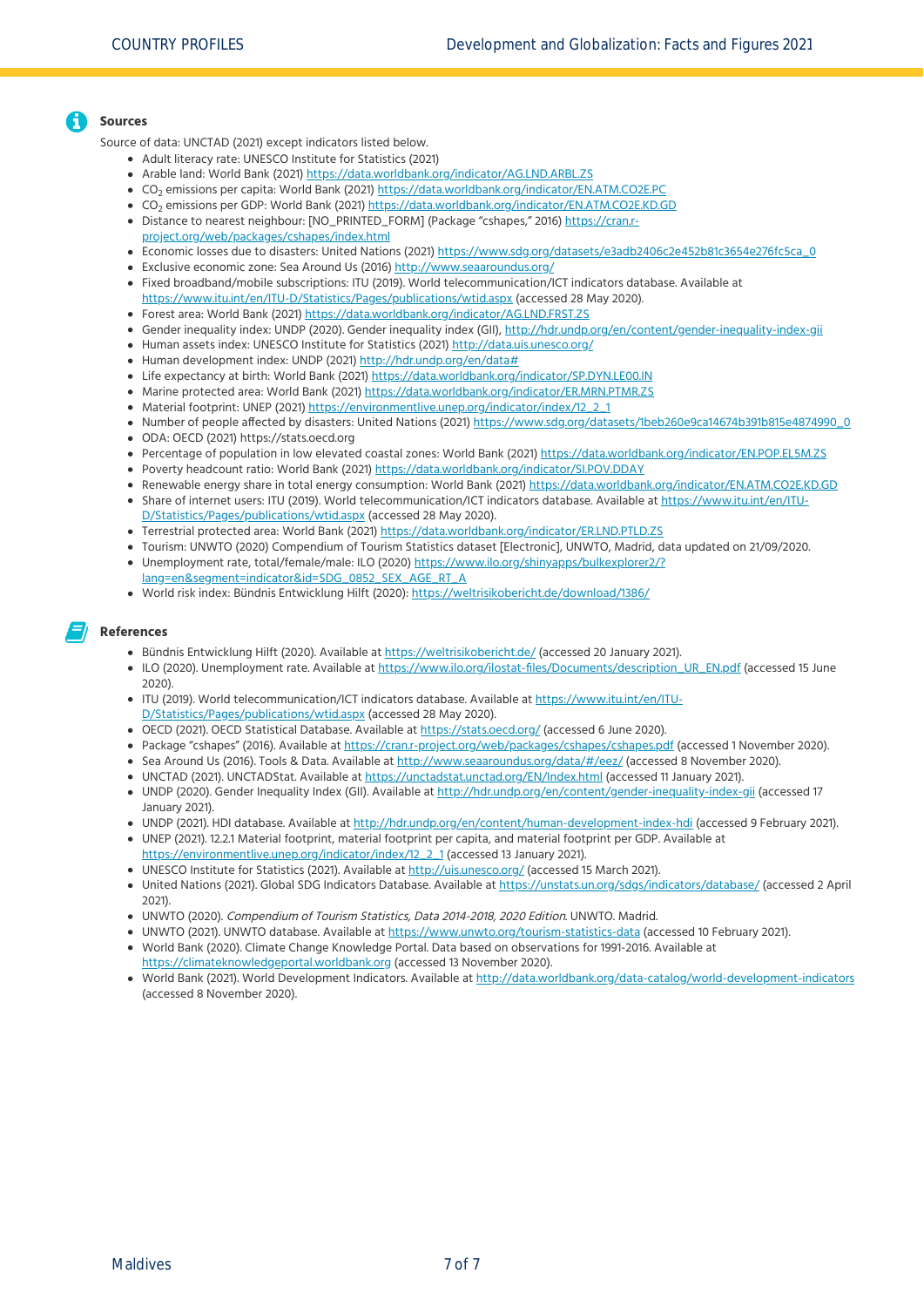## Sources

Source of data: UNCTAD (2021) except indicators listed below.

- Adult literacy rate: UNESCO Institute for Statistics (2021)
- Arable land: World Bank (2021) https://data.worldbank.org/indicator/AG.LND.ARBL.ZS
- $CO_2$ emissions per capita: World Bank (2021) https://data.worldbank.org/indicator/EN.ATM.CO2E.PC
- $CO_2$ emissions per GDP: World Bank (2021) https://data.worldbank.org/indicator/EN.ATM.CO2E.KD.GD
- Distance to nearest neighbour: [NO_PRINTED_FORM] (Package "cshapes," 2016) https://cran.r-project.org/web/packages/cshapes/index.html
- Economic losses due to disasters: United Nations (2021) https://www.sdg.org/datasets/e3adb2406c2e452b81c3654e276fc5ca_0
- Exclusive economic zone: Sea Around Us (2016) http://www.seaaroundus.org/
- Fixed broadband/mobile subscriptions: ITU (2019). World telecommunication/ICT indicators database. Available at https://www.itu.int/en/ITU-D/Statistics/Pages/publications/wtid.aspx (accessed 28 May 2020).
- Forest area: World Bank (2021) https://data.worldbank.org/indicator/AG.LND.FRST.ZS
- Gender inequality index: UNDP (2020). Gender inequality index (GII), http://hdr.undp.org/en/content/gender-inequality-index-gii
- Human assets index: UNESCO Institute for Statistics (2021) http://data.uis.unesco.org/
- Human development index: UNDP (2021) http://hdr.undp.org/en/data#
- Life expectancy at birth: World Bank (2021) https://data.worldbank.org/indicator/SP.DYN.LE00.IN
- Marine protected area: World Bank (2021) https://data.worldbank.org/indicator/ER.MRN.PTMR.ZS
- Material footprint: UNEP (2021) https://environmentlive.unep.org/indicator/index/12_2_1
- Number of people affected by disasters: United Nations (2021) https://www.sdg.org/datasets/1beb260e9ca14674b391b815e4874990_0
- ODA: OECD (2021) https://stats.oecd.org
- Percentage of population in low elevated coastal zones: World Bank (2021) https://data.worldbank.org/indicator/EN.POP.EL5M.ZS
- Poverty headcount ratio: World Bank (2021) https://data.worldbank.org/indicator/SI.POV.DDAY
- Renewable energy share in total energy consumption: World Bank (2021) https://data.worldbank.org/indicator/EN.ATM.CO2E.KD.GD
- Share of internet users: ITU (2019). World telecommunication/ICT indicators database. Available at https://www.itu.int/en/ITU-D/Statistics/Pages/publications/wtid.aspx (accessed 28 May 2020).
- Terrestrial protected area: World Bank (2021) https://data.worldbank.org/indicator/ER.LND.PTLD.ZS
- Tourism: UNWTO (2020) Compendium of Tourism Statistics dataset [Electronic], UNWTO, Madrid, data updated on 21/09/2020.
- Unemployment rate, total/female/male: ILO (2020) https://www.ilo.org/shinyapps/bulkexplorer2/?lang=en&segment=indicator&id=SDG_0852_SEX_AGE_RT_A
- World risk index: Bündnis Entwicklung Hilft (2020): https://weltrisikobericht.de/download/1386/

## References

- Bündnis Entwicklung Hilft (2020). Available at https://weltrisikobericht.de/ (accessed 20 January 2021).
- ILO (2020). Unemployment rate. Available at https://www.ilo.org/ilostat-files/Documents/description_UR_EN.pdf (accessed 15 June 2020).
- ITU (2019). World telecommunication/ICT indicators database. Available at https://www.itu.int/en/ITU-D/Statistics/Pages/publications/wtid.aspx (accessed 28 May 2020).
- OECD (2021). OECD Statistical Database. Available at https://stats.oecd.org/ (accessed 6 June 2020).
- Package "cshapes" (2016). Available at https://cran.r-project.org/web/packages/cshapes/cshapes.pdf (accessed 1 November 2020).
- Sea Around Us (2016). Tools & Data. Available at http://www.seaaroundus.org/data/#/eez/ (accessed 8 November 2020).
- UNCTAD (2021). UNCTADStat. Available at https://unctadstat.unctad.org/EN/Index.html (accessed 11 January 2021).
- UNDP (2020). Gender Inequality Index (GII). Available at http://hdr.undp.org/en/content/gender-inequality-index-gii (accessed 17 January 2021).
- UNDP (2021). HDI database. Available at http://hdr.undp.org/en/content/human-development-index-hdi (accessed 9 February 2021).
- UNEP (2021). 12.2.1 Material footprint, material footprint per capita, and material footprint per GDP. Available at https://environmentlive.unep.org/indicator/index/12_2_1 (accessed 13 January 2021).
- UNESCO Institute for Statistics (2021). Available at http://uis.unesco.org/ (accessed 15 March 2021).
- United Nations (2021). Global SDG Indicators Database. Available at https://unstats.un.org/sdgs/indicators/database/ (accessed 2 April 2021).
- UNWTO (2020). *Compendium of Tourism Statistics, Data 2014-2018, 2020 Edition*. UNWTO. Madrid.
- UNWTO (2021). UNWTO database. Available at https://www.unwto.org/tourism-statistics-data (accessed 10 February 2021).
- World Bank (2020). Climate Change Knowledge Portal. Data based on observations for 1991-2016. Available at https://climateknowledgeportal.worldbank.org (accessed 13 November 2020).
- World Bank (2021). World Development Indicators. Available at http://data.worldbank.org/data-catalog/world-development-indicators (accessed 8 November 2020).